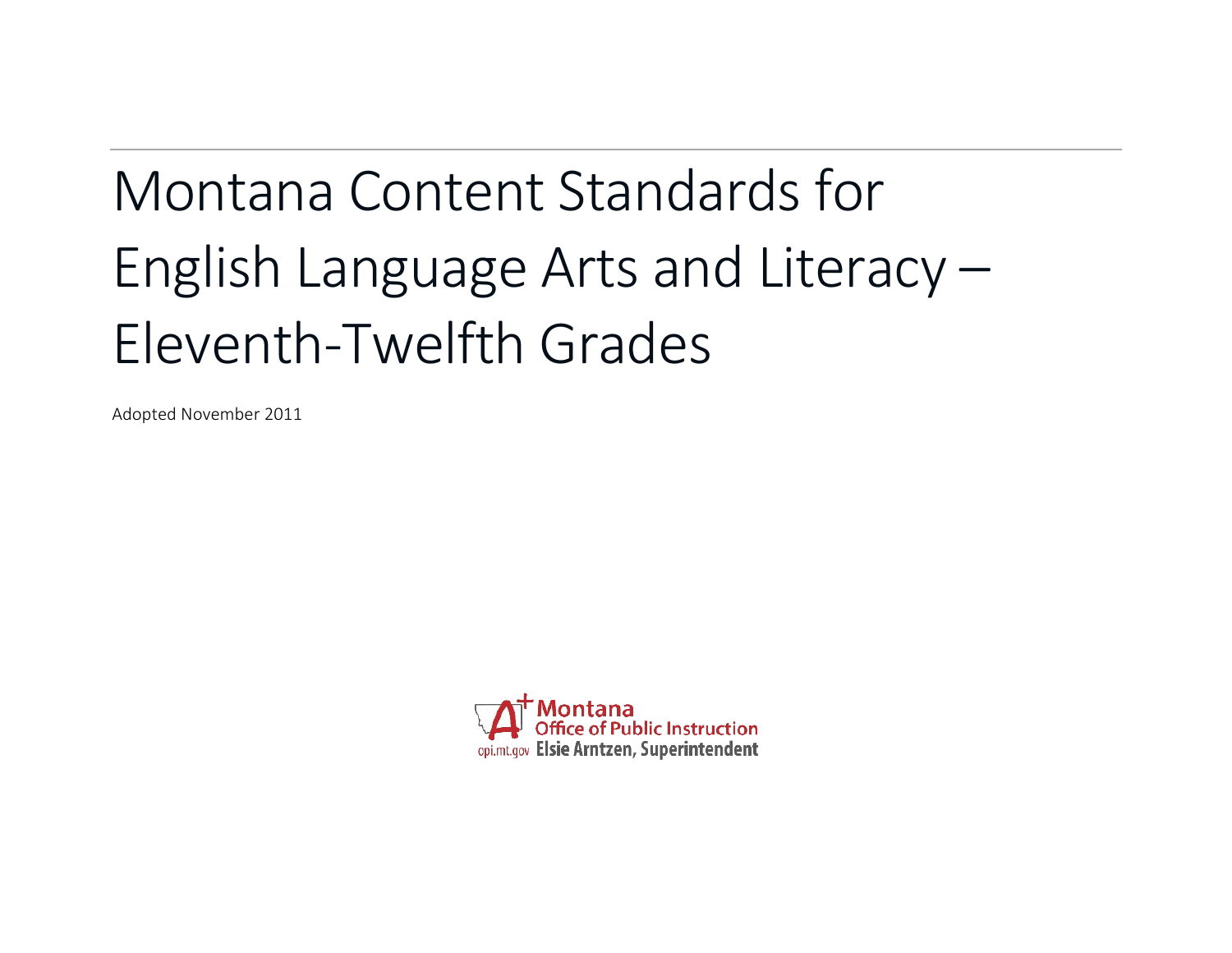# Montana Content Standards for English Language Arts and Literacy – Eleventh-Twelfth Grades

Adopted November 2011

Montana Office of Public Instruction
opi.mt.gov Elsie Arntzen, Superintendent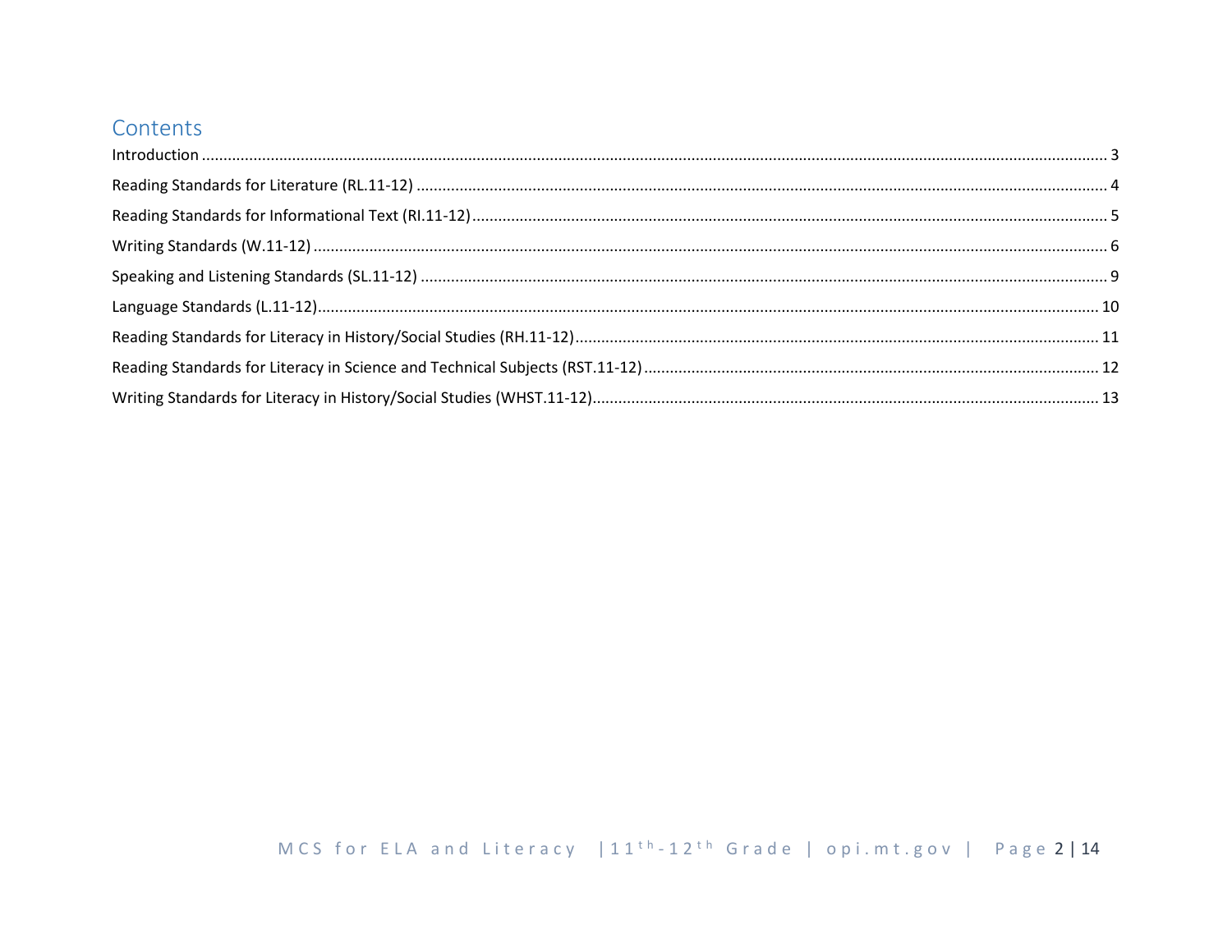## Contents

Introduction ........................................................................................................ 3

Reading Standards for Literature (RL.11-12) ........................................................................................................ 4

Reading Standards for Informational Text (RI.11-12)........................................................................................................ 5

Writing Standards (W.11-12) ........................................................................................................ 6

Speaking and Listening Standards (SL.11-12) ........................................................................................................ 9

Language Standards (L.11-12)........................................................................................................ 10

Reading Standards for Literacy in History/Social Studies (RH.11-12)........................................................................................................ 11

Reading Standards for Literacy in Science and Technical Subjects (RST.11-12)........................................................................................................ 12

Writing Standards for Literacy in History/Social Studies (WHST.11-12)........................................................................................................ 13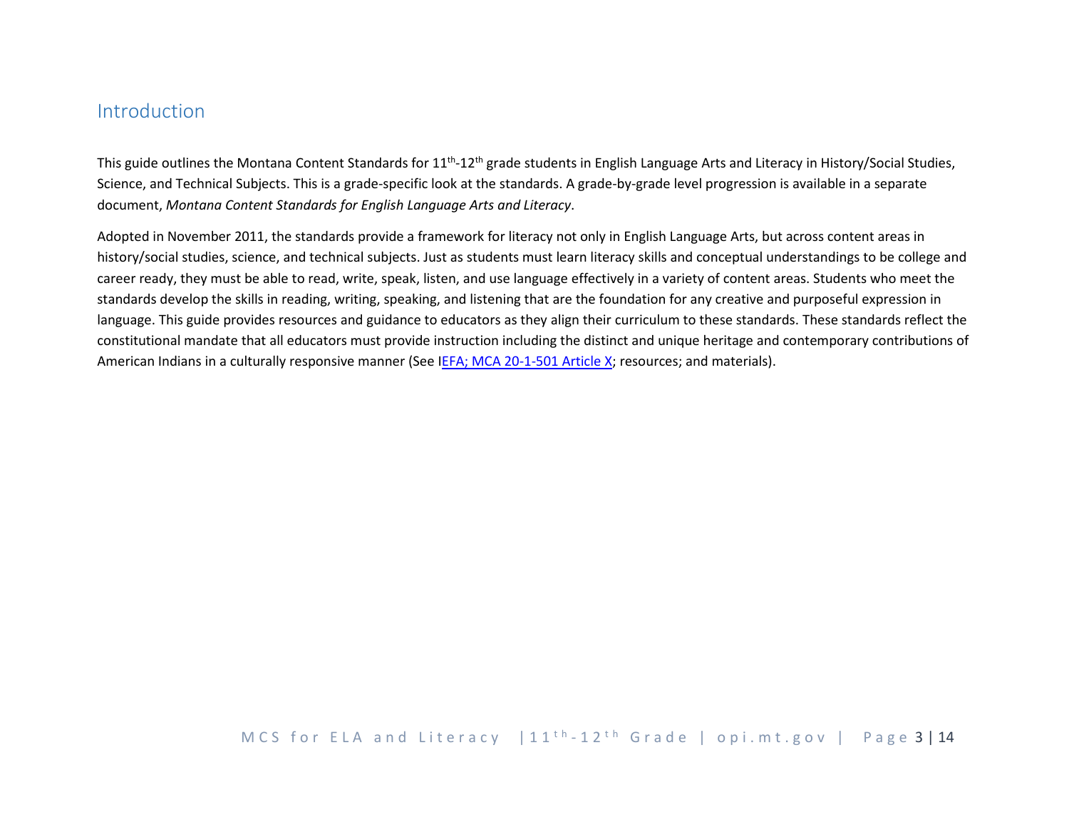## Introduction

This guide outlines the Montana Content Standards for 11th-12th grade students in English Language Arts and Literacy in History/Social Studies, Science, and Technical Subjects. This is a grade-specific look at the standards. A grade-by-grade level progression is available in a separate document, *Montana Content Standards for English Language Arts and Literacy*.

Adopted in November 2011, the standards provide a framework for literacy not only in English Language Arts, but across content areas in history/social studies, science, and technical subjects. Just as students must learn literacy skills and conceptual understandings to be college and career ready, they must be able to read, write, speak, listen, and use language effectively in a variety of content areas. Students who meet the standards develop the skills in reading, writing, speaking, and listening that are the foundation for any creative and purposeful expression in language. This guide provides resources and guidance to educators as they align their curriculum to these standards. These standards reflect the constitutional mandate that all educators must provide instruction including the distinct and unique heritage and contemporary contributions of American Indians in a culturally responsive manner (See IEFA; MCA 20-1-501 Article X; resources; and materials).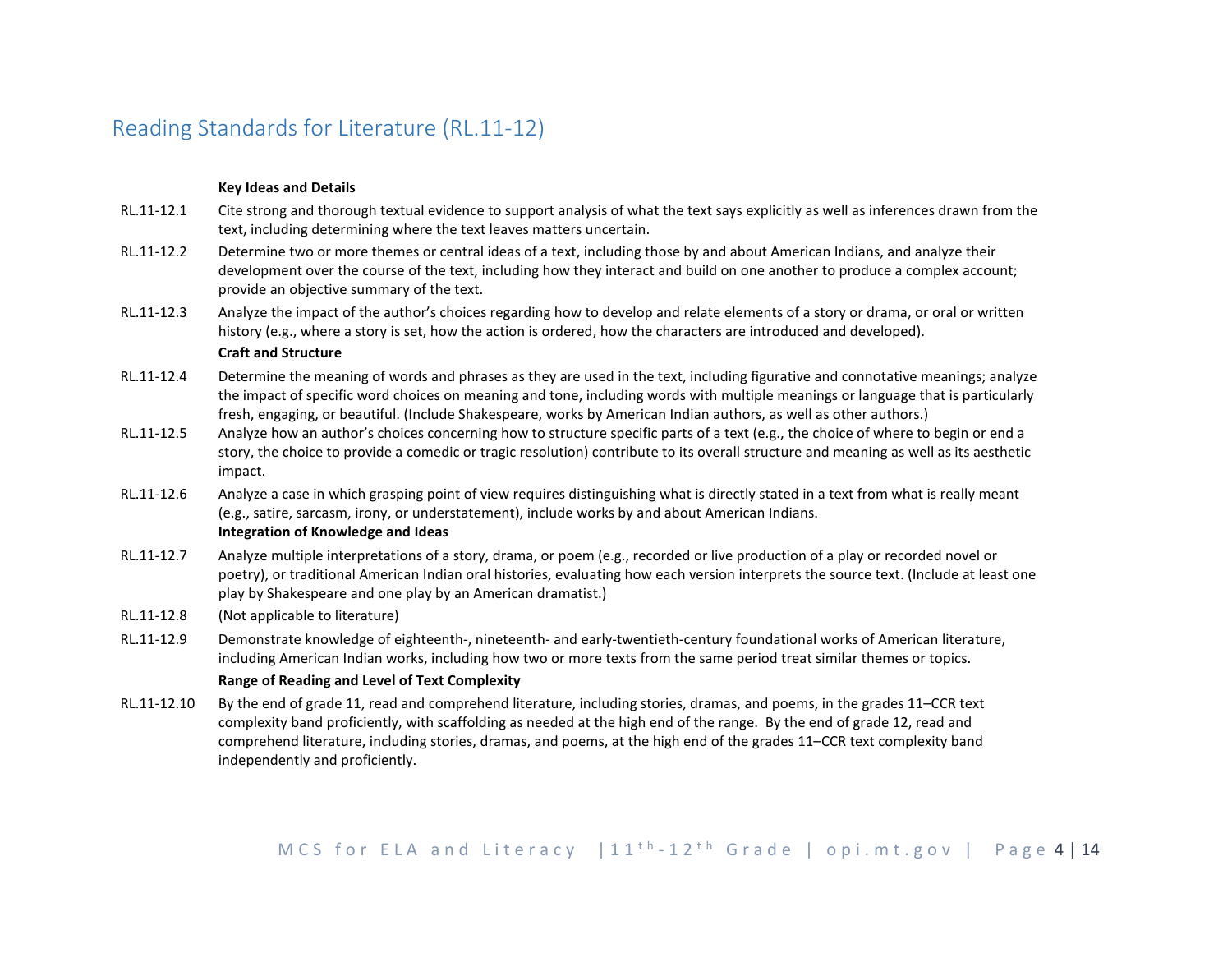## Reading Standards for Literature (RL.11-12)

**Key Ideas and Details**

| | |
|---|---|
| RL.11-12.1 | Cite strong and thorough textual evidence to support analysis of what the text says explicitly as well as inferences drawn from the text, including determining where the text leaves matters uncertain. |
| RL.11-12.2 | Determine two or more themes or central ideas of a text, including those by and about American Indians, and analyze their development over the course of the text, including how they interact and build on one another to produce a complex account; provide an objective summary of the text. |
| RL.11-12.3 | Analyze the impact of the author's choices regarding how to develop and relate elements of a story or drama, or oral or written history (e.g., where a story is set, how the action is ordered, how the characters are introduced and developed). |

**Craft and Structure**

| | |
|---|---|
| RL.11-12.4 | Determine the meaning of words and phrases as they are used in the text, including figurative and connotative meanings; analyze the impact of specific word choices on meaning and tone, including words with multiple meanings or language that is particularly fresh, engaging, or beautiful. (Include Shakespeare, works by American Indian authors, as well as other authors.) |
| RL.11-12.5 | Analyze how an author's choices concerning how to structure specific parts of a text (e.g., the choice of where to begin or end a story, the choice to provide a comedic or tragic resolution) contribute to its overall structure and meaning as well as its aesthetic impact. |
| RL.11-12.6 | Analyze a case in which grasping point of view requires distinguishing what is directly stated in a text from what is really meant (e.g., satire, sarcasm, irony, or understatement), include works by and about American Indians. |

**Integration of Knowledge and Ideas**

| | |
|---|---|
| RL.11-12.7 | Analyze multiple interpretations of a story, drama, or poem (e.g., recorded or live production of a play or recorded novel or poetry), or traditional American Indian oral histories, evaluating how each version interprets the source text. (Include at least one play by Shakespeare and one play by an American dramatist.) |
| RL.11-12.8 | (Not applicable to literature) |
| RL.11-12.9 | Demonstrate knowledge of eighteenth-, nineteenth- and early-twentieth-century foundational works of American literature, including American Indian works, including how two or more texts from the same period treat similar themes or topics. |

**Range of Reading and Level of Text Complexity**

| | |
|---|---|
| RL.11-12.10 | By the end of grade 11, read and comprehend literature, including stories, dramas, and poems, in the grades 11–CCR text complexity band proficiently, with scaffolding as needed at the high end of the range. By the end of grade 12, read and comprehend literature, including stories, dramas, and poems, at the high end of the grades 11–CCR text complexity band independently and proficiently. |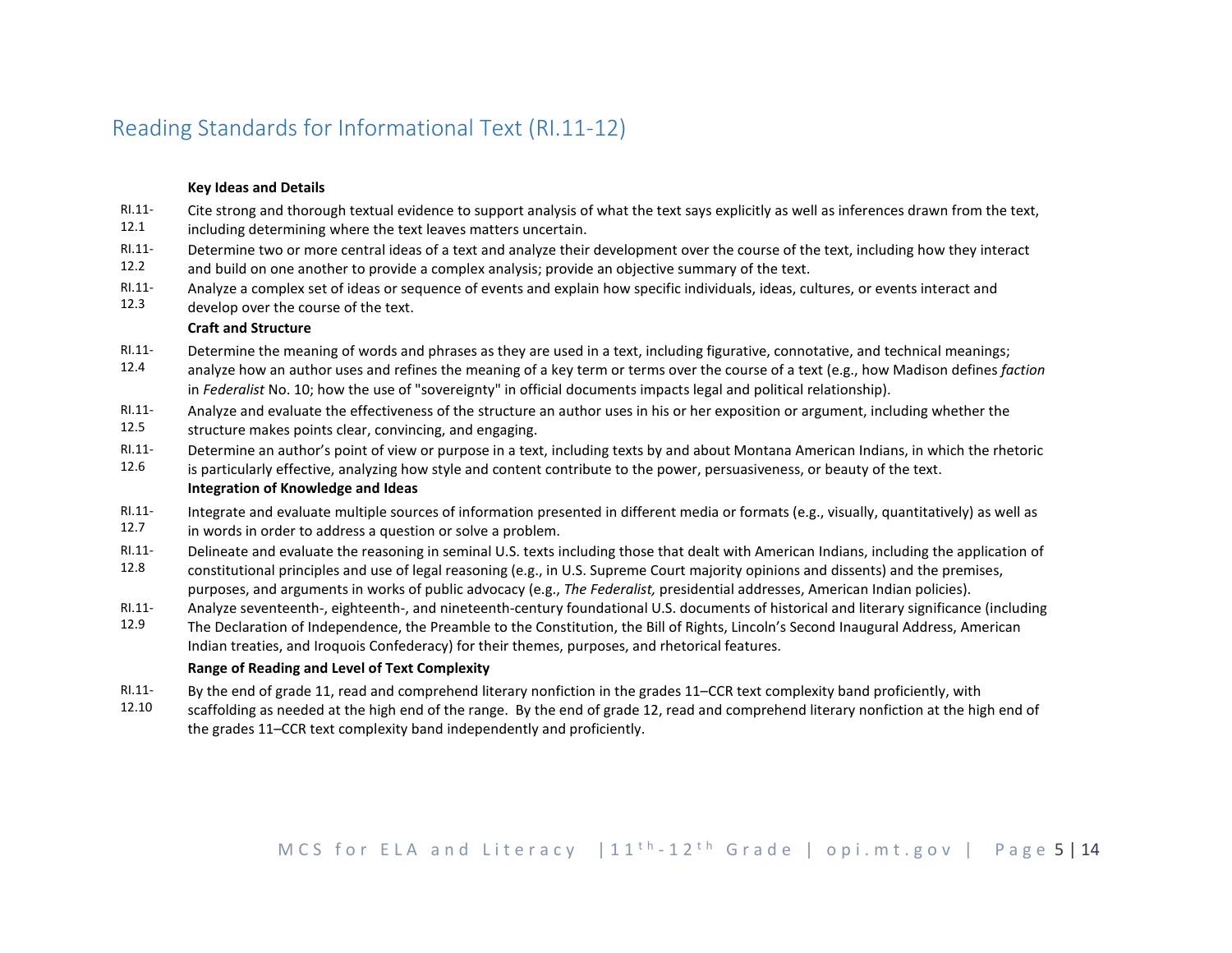## Reading Standards for Informational Text (RI.11-12)

**Key Ideas and Details**

| | |
|---|---|
| RI.11-12.1 | Cite strong and thorough textual evidence to support analysis of what the text says explicitly as well as inferences drawn from the text, including determining where the text leaves matters uncertain. |
| RI.11-12.2 | Determine two or more central ideas of a text and analyze their development over the course of the text, including how they interact and build on one another to provide a complex analysis; provide an objective summary of the text. |
| RI.11-12.3 | Analyze a complex set of ideas or sequence of events and explain how specific individuals, ideas, cultures, or events interact and develop over the course of the text. |

**Craft and Structure**

| | |
|---|---|
| RI.11-12.4 | Determine the meaning of words and phrases as they are used in a text, including figurative, connotative, and technical meanings; analyze how an author uses and refines the meaning of a key term or terms over the course of a text (e.g., how Madison defines *faction* in *Federalist* No. 10; how the use of "sovereignty" in official documents impacts legal and political relationship). |
| RI.11-12.5 | Analyze and evaluate the effectiveness of the structure an author uses in his or her exposition or argument, including whether the structure makes points clear, convincing, and engaging. |
| RI.11-12.6 | Determine an author's point of view or purpose in a text, including texts by and about Montana American Indians, in which the rhetoric is particularly effective, analyzing how style and content contribute to the power, persuasiveness, or beauty of the text. |

**Integration of Knowledge and Ideas**

| | |
|---|---|
| RI.11-12.7 | Integrate and evaluate multiple sources of information presented in different media or formats (e.g., visually, quantitatively) as well as in words in order to address a question or solve a problem. |
| RI.11-12.8 | Delineate and evaluate the reasoning in seminal U.S. texts including those that dealt with American Indians, including the application of constitutional principles and use of legal reasoning (e.g., in U.S. Supreme Court majority opinions and dissents) and the premises, purposes, and arguments in works of public advocacy (e.g., *The Federalist,* presidential addresses, American Indian policies). |
| RI.11-12.9 | Analyze seventeenth-, eighteenth-, and nineteenth-century foundational U.S. documents of historical and literary significance (including The Declaration of Independence, the Preamble to the Constitution, the Bill of Rights, Lincoln's Second Inaugural Address, American Indian treaties, and Iroquois Confederacy) for their themes, purposes, and rhetorical features. |

**Range of Reading and Level of Text Complexity**

| | |
|---|---|
| RI.11-12.10 | By the end of grade 11, read and comprehend literary nonfiction in the grades 11–CCR text complexity band proficiently, with scaffolding as needed at the high end of the range. By the end of grade 12, read and comprehend literary nonfiction at the high end of the grades 11–CCR text complexity band independently and proficiently. |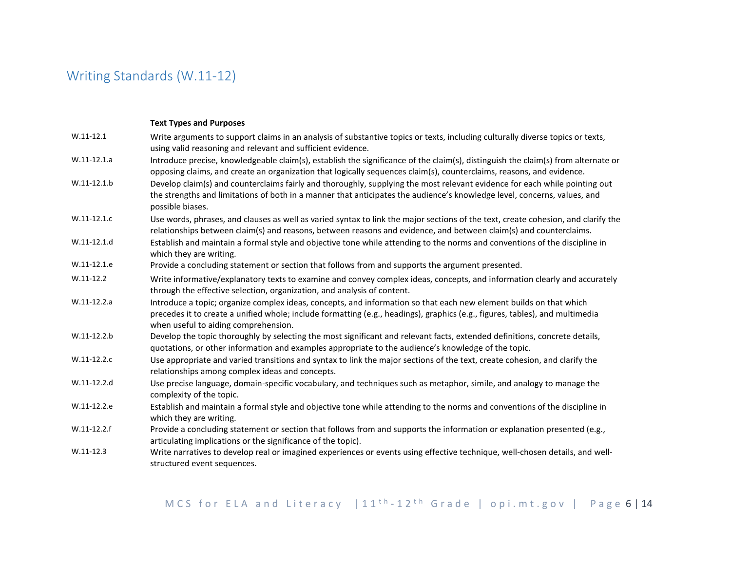## Writing Standards (W.11-12)

| | **Text Types and Purposes** |
|---|---|
| W.11-12.1 | Write arguments to support claims in an analysis of substantive topics or texts, including culturally diverse topics or texts, using valid reasoning and relevant and sufficient evidence. |
| W.11-12.1.a | Introduce precise, knowledgeable claim(s), establish the significance of the claim(s), distinguish the claim(s) from alternate or opposing claims, and create an organization that logically sequences claim(s), counterclaims, reasons, and evidence. |
| W.11-12.1.b | Develop claim(s) and counterclaims fairly and thoroughly, supplying the most relevant evidence for each while pointing out the strengths and limitations of both in a manner that anticipates the audience's knowledge level, concerns, values, and possible biases. |
| W.11-12.1.c | Use words, phrases, and clauses as well as varied syntax to link the major sections of the text, create cohesion, and clarify the relationships between claim(s) and reasons, between reasons and evidence, and between claim(s) and counterclaims. |
| W.11-12.1.d | Establish and maintain a formal style and objective tone while attending to the norms and conventions of the discipline in which they are writing. |
| W.11-12.1.e | Provide a concluding statement or section that follows from and supports the argument presented. |
| W.11-12.2 | Write informative/explanatory texts to examine and convey complex ideas, concepts, and information clearly and accurately through the effective selection, organization, and analysis of content. |
| W.11-12.2.a | Introduce a topic; organize complex ideas, concepts, and information so that each new element builds on that which precedes it to create a unified whole; include formatting (e.g., headings), graphics (e.g., figures, tables), and multimedia when useful to aiding comprehension. |
| W.11-12.2.b | Develop the topic thoroughly by selecting the most significant and relevant facts, extended definitions, concrete details, quotations, or other information and examples appropriate to the audience's knowledge of the topic. |
| W.11-12.2.c | Use appropriate and varied transitions and syntax to link the major sections of the text, create cohesion, and clarify the relationships among complex ideas and concepts. |
| W.11-12.2.d | Use precise language, domain-specific vocabulary, and techniques such as metaphor, simile, and analogy to manage the complexity of the topic. |
| W.11-12.2.e | Establish and maintain a formal style and objective tone while attending to the norms and conventions of the discipline in which they are writing. |
| W.11-12.2.f | Provide a concluding statement or section that follows from and supports the information or explanation presented (e.g., articulating implications or the significance of the topic). |
| W.11-12.3 | Write narratives to develop real or imagined experiences or events using effective technique, well-chosen details, and well-structured event sequences. |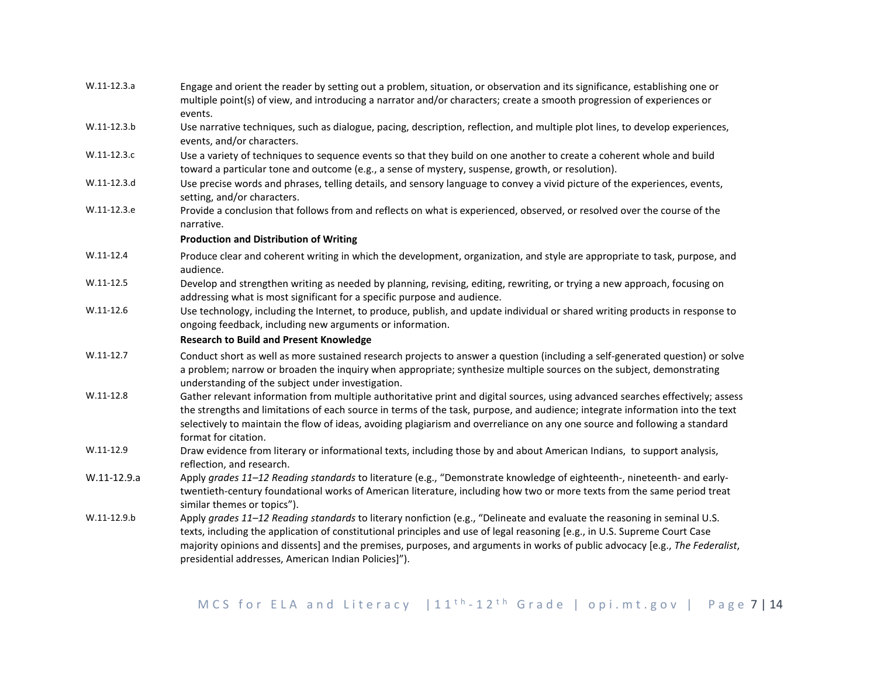| | |
|---|---|
| W.11-12.3.a | Engage and orient the reader by setting out a problem, situation, or observation and its significance, establishing one or multiple point(s) of view, and introducing a narrator and/or characters; create a smooth progression of experiences or events. |
| W.11-12.3.b | Use narrative techniques, such as dialogue, pacing, description, reflection, and multiple plot lines, to develop experiences, events, and/or characters. |
| W.11-12.3.c | Use a variety of techniques to sequence events so that they build on one another to create a coherent whole and build toward a particular tone and outcome (e.g., a sense of mystery, suspense, growth, or resolution). |
| W.11-12.3.d | Use precise words and phrases, telling details, and sensory language to convey a vivid picture of the experiences, events, setting, and/or characters. |
| W.11-12.3.e | Provide a conclusion that follows from and reflects on what is experienced, observed, or resolved over the course of the narrative. |
| | **Production and Distribution of Writing** |
| W.11-12.4 | Produce clear and coherent writing in which the development, organization, and style are appropriate to task, purpose, and audience. |
| W.11-12.5 | Develop and strengthen writing as needed by planning, revising, editing, rewriting, or trying a new approach, focusing on addressing what is most significant for a specific purpose and audience. |
| W.11-12.6 | Use technology, including the Internet, to produce, publish, and update individual or shared writing products in response to ongoing feedback, including new arguments or information. |
| | **Research to Build and Present Knowledge** |
| W.11-12.7 | Conduct short as well as more sustained research projects to answer a question (including a self-generated question) or solve a problem; narrow or broaden the inquiry when appropriate; synthesize multiple sources on the subject, demonstrating understanding of the subject under investigation. |
| W.11-12.8 | Gather relevant information from multiple authoritative print and digital sources, using advanced searches effectively; assess the strengths and limitations of each source in terms of the task, purpose, and audience; integrate information into the text selectively to maintain the flow of ideas, avoiding plagiarism and overreliance on any one source and following a standard format for citation. |
| W.11-12.9 | Draw evidence from literary or informational texts, including those by and about American Indians, to support analysis, reflection, and research. |
| W.11-12.9.a | Apply *grades 11–12 Reading standards* to literature (e.g., "Demonstrate knowledge of eighteenth-, nineteenth- and early-twentieth-century foundational works of American literature, including how two or more texts from the same period treat similar themes or topics"). |
| W.11-12.9.b | Apply *grades 11–12 Reading standards* to literary nonfiction (e.g., "Delineate and evaluate the reasoning in seminal U.S. texts, including the application of constitutional principles and use of legal reasoning [e.g., in U.S. Supreme Court Case majority opinions and dissents] and the premises, purposes, and arguments in works of public advocacy [e.g., *The Federalist*, presidential addresses, American Indian Policies]"). |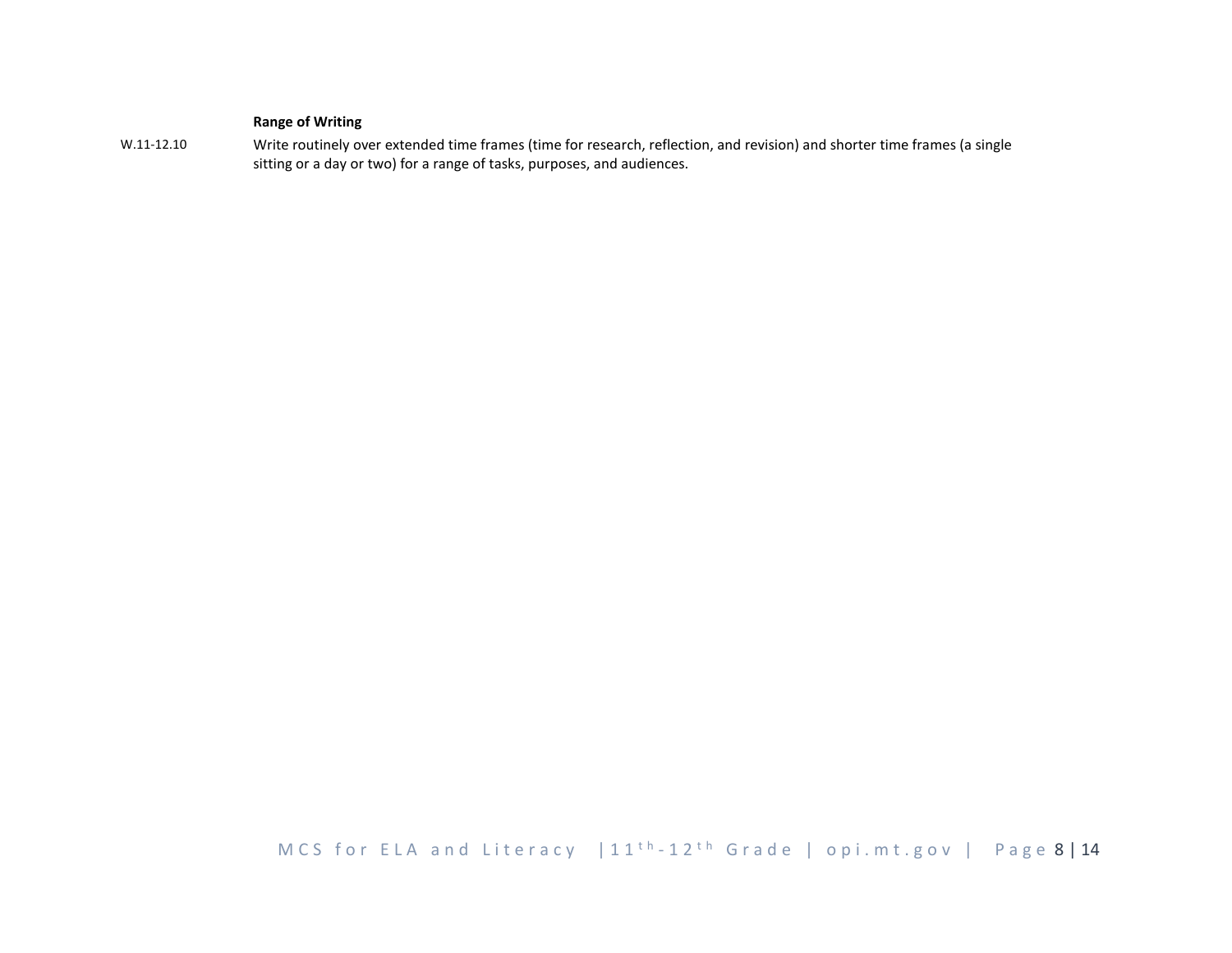**Range of Writing**

W.11-12.10 Write routinely over extended time frames (time for research, reflection, and revision) and shorter time frames (a single sitting or a day or two) for a range of tasks, purposes, and audiences.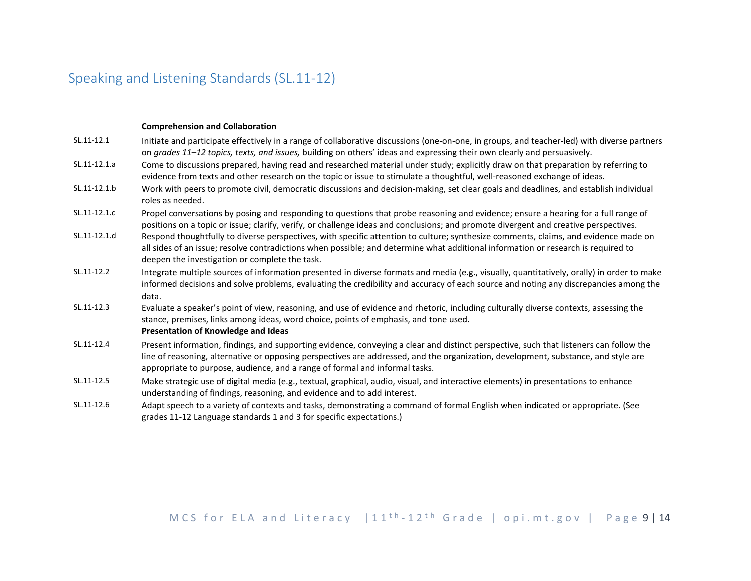# Speaking and Listening Standards (SL.11-12)

| | |
|---|---|
| | **Comprehension and Collaboration** |
| SL.11-12.1 | Initiate and participate effectively in a range of collaborative discussions (one-on-one, in groups, and teacher-led) with diverse partners on *grades 11–12 topics, texts, and issues,* building on others' ideas and expressing their own clearly and persuasively. |
| SL.11-12.1.a | Come to discussions prepared, having read and researched material under study; explicitly draw on that preparation by referring to evidence from texts and other research on the topic or issue to stimulate a thoughtful, well-reasoned exchange of ideas. |
| SL.11-12.1.b | Work with peers to promote civil, democratic discussions and decision-making, set clear goals and deadlines, and establish individual roles as needed. |
| SL.11-12.1.c | Propel conversations by posing and responding to questions that probe reasoning and evidence; ensure a hearing for a full range of positions on a topic or issue; clarify, verify, or challenge ideas and conclusions; and promote divergent and creative perspectives. |
| SL.11-12.1.d | Respond thoughtfully to diverse perspectives, with specific attention to culture; synthesize comments, claims, and evidence made on all sides of an issue; resolve contradictions when possible; and determine what additional information or research is required to deepen the investigation or complete the task. |
| SL.11-12.2 | Integrate multiple sources of information presented in diverse formats and media (e.g., visually, quantitatively, orally) in order to make informed decisions and solve problems, evaluating the credibility and accuracy of each source and noting any discrepancies among the data. |
| SL.11-12.3 | Evaluate a speaker's point of view, reasoning, and use of evidence and rhetoric, including culturally diverse contexts, assessing the stance, premises, links among ideas, word choice, points of emphasis, and tone used. |
| | **Presentation of Knowledge and Ideas** |
| SL.11-12.4 | Present information, findings, and supporting evidence, conveying a clear and distinct perspective, such that listeners can follow the line of reasoning, alternative or opposing perspectives are addressed, and the organization, development, substance, and style are appropriate to purpose, audience, and a range of formal and informal tasks. |
| SL.11-12.5 | Make strategic use of digital media (e.g., textual, graphical, audio, visual, and interactive elements) in presentations to enhance understanding of findings, reasoning, and evidence and to add interest. |
| SL.11-12.6 | Adapt speech to a variety of contexts and tasks, demonstrating a command of formal English when indicated or appropriate. (See grades 11-12 Language standards 1 and 3 for specific expectations.) |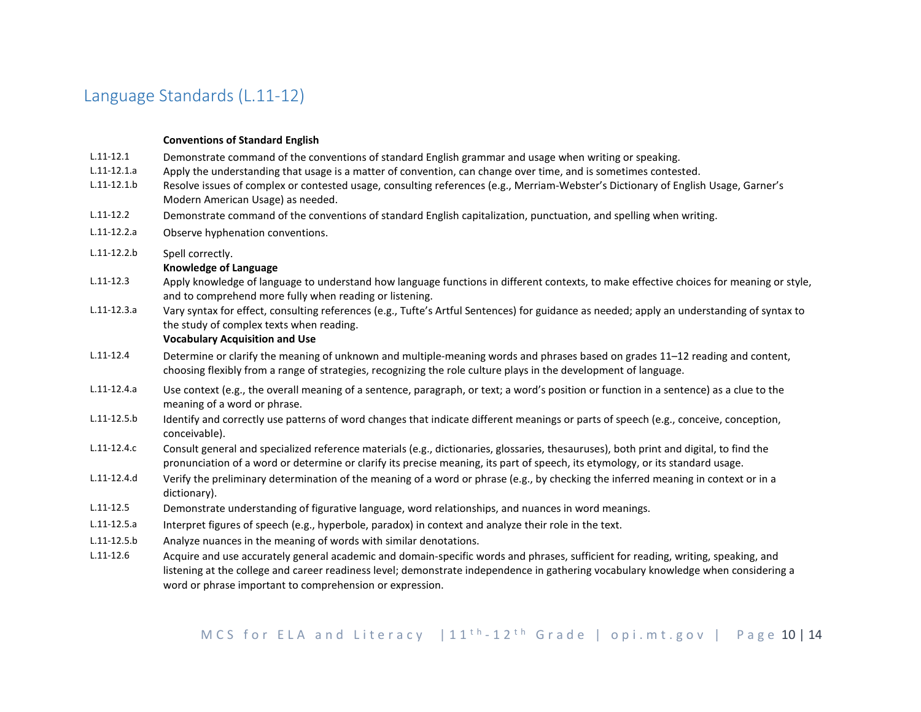## Language Standards (L.11-12)

| | |
|---|---|
| | **Conventions of Standard English** |
| L.11-12.1 | Demonstrate command of the conventions of standard English grammar and usage when writing or speaking. |
| L.11-12.1.a | Apply the understanding that usage is a matter of convention, can change over time, and is sometimes contested. |
| L.11-12.1.b | Resolve issues of complex or contested usage, consulting references (e.g., Merriam-Webster's Dictionary of English Usage, Garner's Modern American Usage) as needed. |
| L.11-12.2 | Demonstrate command of the conventions of standard English capitalization, punctuation, and spelling when writing. |
| L.11-12.2.a | Observe hyphenation conventions. |
| L.11-12.2.b | Spell correctly. |
| | **Knowledge of Language** |
| L.11-12.3 | Apply knowledge of language to understand how language functions in different contexts, to make effective choices for meaning or style, and to comprehend more fully when reading or listening. |
| L.11-12.3.a | Vary syntax for effect, consulting references (e.g., Tufte's Artful Sentences) for guidance as needed; apply an understanding of syntax to the study of complex texts when reading. |
| | **Vocabulary Acquisition and Use** |
| L.11-12.4 | Determine or clarify the meaning of unknown and multiple-meaning words and phrases based on grades 11–12 reading and content, choosing flexibly from a range of strategies, recognizing the role culture plays in the development of language. |
| L.11-12.4.a | Use context (e.g., the overall meaning of a sentence, paragraph, or text; a word's position or function in a sentence) as a clue to the meaning of a word or phrase. |
| L.11-12.5.b | Identify and correctly use patterns of word changes that indicate different meanings or parts of speech (e.g., conceive, conception, conceivable). |
| L.11-12.4.c | Consult general and specialized reference materials (e.g., dictionaries, glossaries, thesauruses), both print and digital, to find the pronunciation of a word or determine or clarify its precise meaning, its part of speech, its etymology, or its standard usage. |
| L.11-12.4.d | Verify the preliminary determination of the meaning of a word or phrase (e.g., by checking the inferred meaning in context or in a dictionary). |
| L.11-12.5 | Demonstrate understanding of figurative language, word relationships, and nuances in word meanings. |
| L.11-12.5.a | Interpret figures of speech (e.g., hyperbole, paradox) in context and analyze their role in the text. |
| L.11-12.5.b | Analyze nuances in the meaning of words with similar denotations. |
| L.11-12.6 | Acquire and use accurately general academic and domain-specific words and phrases, sufficient for reading, writing, speaking, and listening at the college and career readiness level; demonstrate independence in gathering vocabulary knowledge when considering a word or phrase important to comprehension or expression. |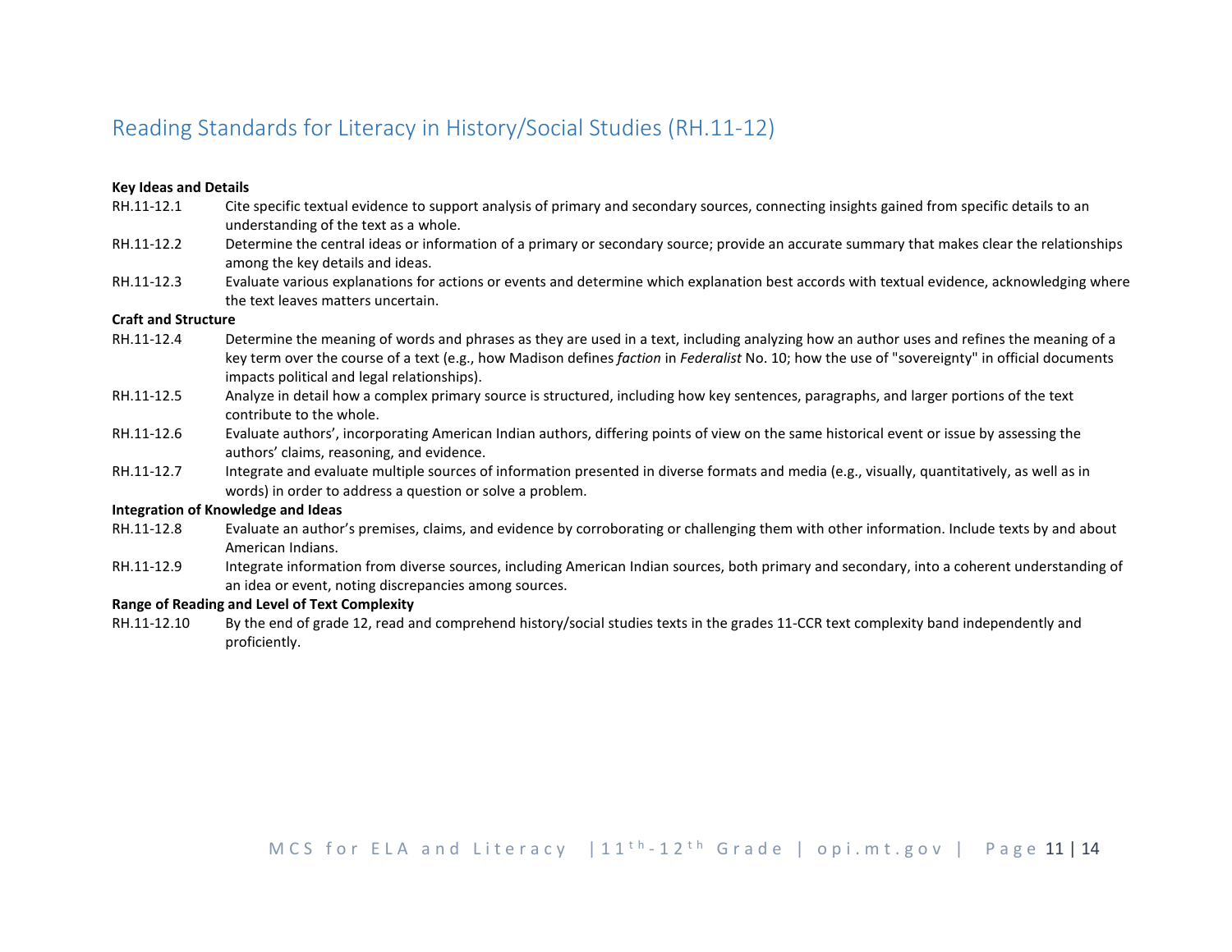## Reading Standards for Literacy in History/Social Studies (RH.11-12)

**Key Ideas and Details**

RH.11-12.1 Cite specific textual evidence to support analysis of primary and secondary sources, connecting insights gained from specific details to an understanding of the text as a whole.

RH.11-12.2 Determine the central ideas or information of a primary or secondary source; provide an accurate summary that makes clear the relationships among the key details and ideas.

RH.11-12.3 Evaluate various explanations for actions or events and determine which explanation best accords with textual evidence, acknowledging where the text leaves matters uncertain.

**Craft and Structure**

RH.11-12.4 Determine the meaning of words and phrases as they are used in a text, including analyzing how an author uses and refines the meaning of a key term over the course of a text (e.g., how Madison defines *faction* in *Federalist* No. 10; how the use of "sovereignty" in official documents impacts political and legal relationships).

RH.11-12.5 Analyze in detail how a complex primary source is structured, including how key sentences, paragraphs, and larger portions of the text contribute to the whole.

RH.11-12.6 Evaluate authors', incorporating American Indian authors, differing points of view on the same historical event or issue by assessing the authors' claims, reasoning, and evidence.

RH.11-12.7 Integrate and evaluate multiple sources of information presented in diverse formats and media (e.g., visually, quantitatively, as well as in words) in order to address a question or solve a problem.

**Integration of Knowledge and Ideas**

RH.11-12.8 Evaluate an author's premises, claims, and evidence by corroborating or challenging them with other information. Include texts by and about American Indians.

RH.11-12.9 Integrate information from diverse sources, including American Indian sources, both primary and secondary, into a coherent understanding of an idea or event, noting discrepancies among sources.

**Range of Reading and Level of Text Complexity**

RH.11-12.10 By the end of grade 12, read and comprehend history/social studies texts in the grades 11-CCR text complexity band independently and proficiently.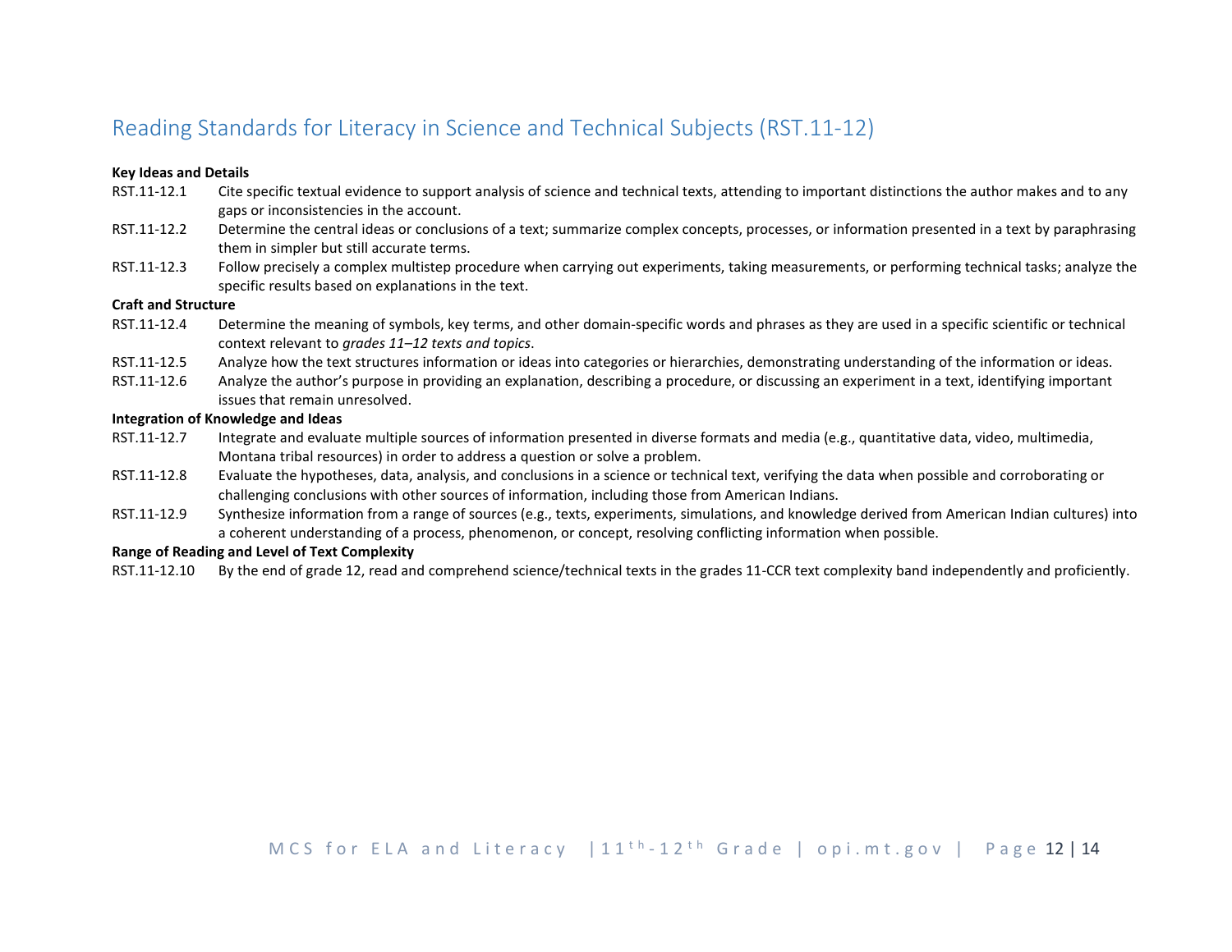## Reading Standards for Literacy in Science and Technical Subjects (RST.11-12)

**Key Ideas and Details**

RST.11-12.1 Cite specific textual evidence to support analysis of science and technical texts, attending to important distinctions the author makes and to any gaps or inconsistencies in the account.

RST.11-12.2 Determine the central ideas or conclusions of a text; summarize complex concepts, processes, or information presented in a text by paraphrasing them in simpler but still accurate terms.

RST.11-12.3 Follow precisely a complex multistep procedure when carrying out experiments, taking measurements, or performing technical tasks; analyze the specific results based on explanations in the text.

**Craft and Structure**

RST.11-12.4 Determine the meaning of symbols, key terms, and other domain-specific words and phrases as they are used in a specific scientific or technical context relevant to *grades 11–12 texts and topics*.

RST.11-12.5 Analyze how the text structures information or ideas into categories or hierarchies, demonstrating understanding of the information or ideas.

RST.11-12.6 Analyze the author's purpose in providing an explanation, describing a procedure, or discussing an experiment in a text, identifying important issues that remain unresolved.

**Integration of Knowledge and Ideas**

RST.11-12.7 Integrate and evaluate multiple sources of information presented in diverse formats and media (e.g., quantitative data, video, multimedia, Montana tribal resources) in order to address a question or solve a problem.

RST.11-12.8 Evaluate the hypotheses, data, analysis, and conclusions in a science or technical text, verifying the data when possible and corroborating or challenging conclusions with other sources of information, including those from American Indians.

RST.11-12.9 Synthesize information from a range of sources (e.g., texts, experiments, simulations, and knowledge derived from American Indian cultures) into a coherent understanding of a process, phenomenon, or concept, resolving conflicting information when possible.

**Range of Reading and Level of Text Complexity**

RST.11-12.10 By the end of grade 12, read and comprehend science/technical texts in the grades 11-CCR text complexity band independently and proficiently.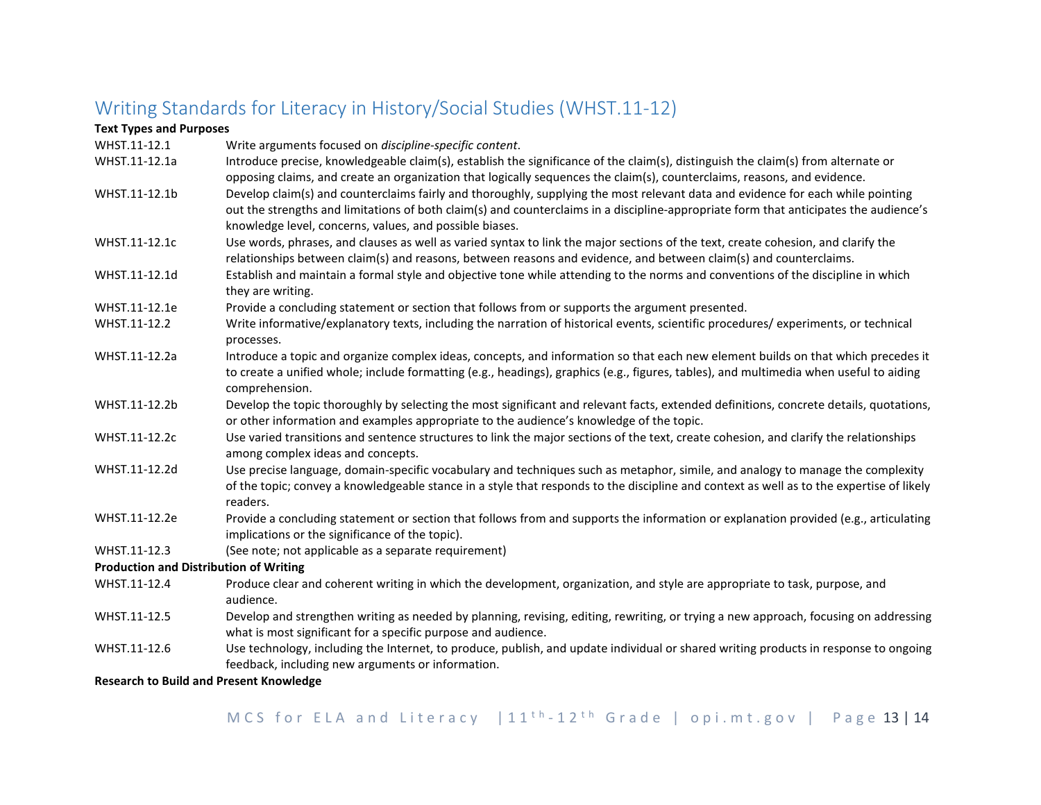## Writing Standards for Literacy in History/Social Studies (WHST.11-12)

**Text Types and Purposes**

| | |
|---|---|
| WHST.11-12.1 | Write arguments focused on *discipline-specific content*. |
| WHST.11-12.1a | Introduce precise, knowledgeable claim(s), establish the significance of the claim(s), distinguish the claim(s) from alternate or opposing claims, and create an organization that logically sequences the claim(s), counterclaims, reasons, and evidence. |
| WHST.11-12.1b | Develop claim(s) and counterclaims fairly and thoroughly, supplying the most relevant data and evidence for each while pointing out the strengths and limitations of both claim(s) and counterclaims in a discipline-appropriate form that anticipates the audience's knowledge level, concerns, values, and possible biases. |
| WHST.11-12.1c | Use words, phrases, and clauses as well as varied syntax to link the major sections of the text, create cohesion, and clarify the relationships between claim(s) and reasons, between reasons and evidence, and between claim(s) and counterclaims. |
| WHST.11-12.1d | Establish and maintain a formal style and objective tone while attending to the norms and conventions of the discipline in which they are writing. |
| WHST.11-12.1e | Provide a concluding statement or section that follows from or supports the argument presented. |
| WHST.11-12.2 | Write informative/explanatory texts, including the narration of historical events, scientific procedures/ experiments, or technical processes. |
| WHST.11-12.2a | Introduce a topic and organize complex ideas, concepts, and information so that each new element builds on that which precedes it to create a unified whole; include formatting (e.g., headings), graphics (e.g., figures, tables), and multimedia when useful to aiding comprehension. |
| WHST.11-12.2b | Develop the topic thoroughly by selecting the most significant and relevant facts, extended definitions, concrete details, quotations, or other information and examples appropriate to the audience's knowledge of the topic. |
| WHST.11-12.2c | Use varied transitions and sentence structures to link the major sections of the text, create cohesion, and clarify the relationships among complex ideas and concepts. |
| WHST.11-12.2d | Use precise language, domain-specific vocabulary and techniques such as metaphor, simile, and analogy to manage the complexity of the topic; convey a knowledgeable stance in a style that responds to the discipline and context as well as to the expertise of likely readers. |
| WHST.11-12.2e | Provide a concluding statement or section that follows from and supports the information or explanation provided (e.g., articulating implications or the significance of the topic). |
| WHST.11-12.3 | (See note; not applicable as a separate requirement) |

**Production and Distribution of Writing**

| | |
|---|---|
| WHST.11-12.4 | Produce clear and coherent writing in which the development, organization, and style are appropriate to task, purpose, and audience. |
| WHST.11-12.5 | Develop and strengthen writing as needed by planning, revising, editing, rewriting, or trying a new approach, focusing on addressing what is most significant for a specific purpose and audience. |
| WHST.11-12.6 | Use technology, including the Internet, to produce, publish, and update individual or shared writing products in response to ongoing feedback, including new arguments or information. |

**Research to Build and Present Knowledge**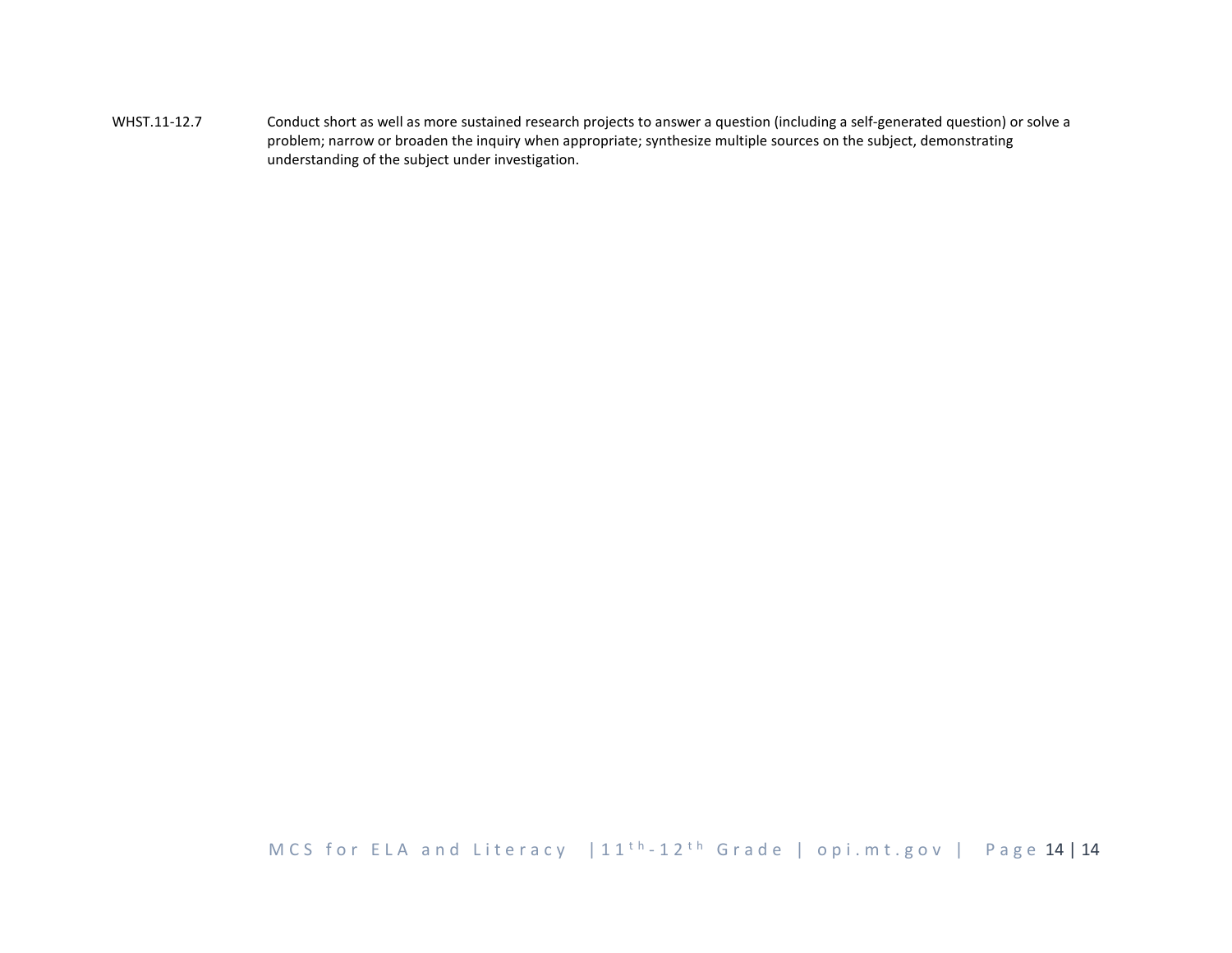| | |
|---|---|
| WHST.11-12.7 | Conduct short as well as more sustained research projects to answer a question (including a self-generated question) or solve a problem; narrow or broaden the inquiry when appropriate; synthesize multiple sources on the subject, demonstrating understanding of the subject under investigation. |